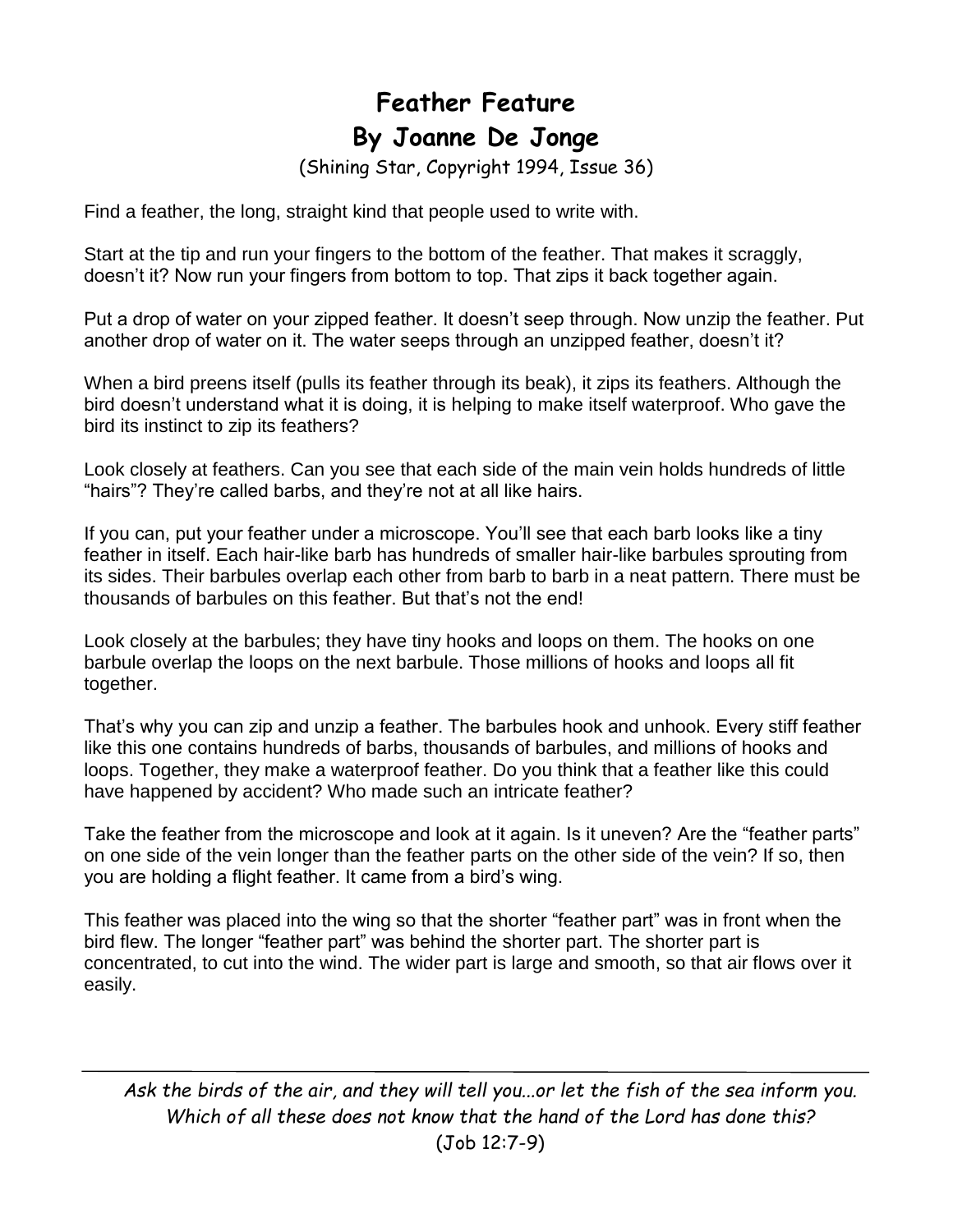# Feather Feature

## By Joanne De Jonge

(Shining Star, Copyright 1994, Issue 36)

Find a feather, the long, straight kind that people used to write with.

Start at the tip and run your fingers to the bottom of the feather. That makes it scraggly, doesn't it? Now run your fingers from bottom to top. That zips it back together again.

Put a drop of water on your zipped feather. It doesn't seep through. Now unzip the feather. Put another drop of water on it. The water seeps through an unzipped feather, doesn't it?

When a bird preens itself (pulls its feather through its beak), it zips its feathers. Although the bird doesn't understand what it is doing, it is helping to make itself waterproof. Who gave the bird its instinct to zip its feathers?

Look closely at feathers. Can you see that each side of the main vein holds hundreds of little "hairs"? They're called barbs, and they're not at all like hairs.

If you can, put your feather under a microscope. You'll see that each barb looks like a tiny feather in itself. Each hair-like barb has hundreds of smaller hair-like barbules sprouting from its sides. Their barbules overlap each other from barb to barb in a neat pattern. There must be thousands of barbules on this feather. But that's not the end!

Look closely at the barbules; they have tiny hooks and loops on them. The hooks on one barbule overlap the loops on the next barbule. Those millions of hooks and loops all fit together.

That's why you can zip and unzip a feather. The barbules hook and unhook. Every stiff feather like this one contains hundreds of barbs, thousands of barbules, and millions of hooks and loops. Together, they make a waterproof feather. Do you think that a feather like this could have happened by accident? Who made such an intricate feather?

Take the feather from the microscope and look at it again. Is it uneven? Are the "feather parts" on one side of the vein longer than the feather parts on the other side of the vein? If so, then you are holding a flight feather. It came from a bird's wing.

This feather was placed into the wing so that the shorter "feather part" was in front when the bird flew. The longer "feather part" was behind the shorter part. The shorter part is concentrated, to cut into the wind. The wider part is large and smooth, so that air flows over it easily.

---

*Ask the birds of the air, and they will tell you...or let the fish of the sea inform you. Which of all these does not know that the hand of the Lord has done this?*

(Job 12:7-9)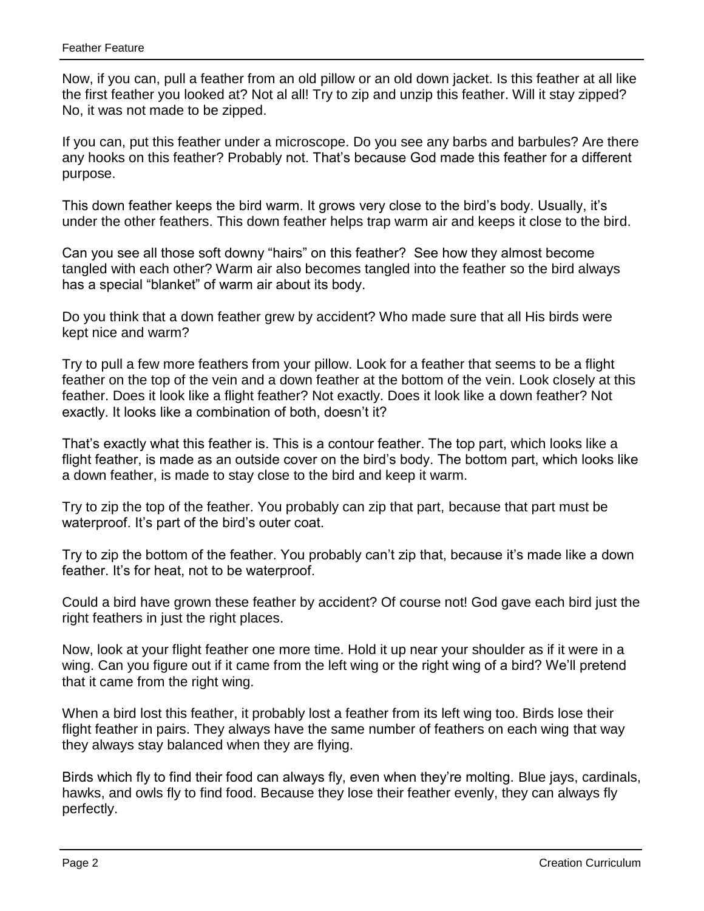Now, if you can, pull a feather from an old pillow or an old down jacket. Is this feather at all like the first feather you looked at? Not al all! Try to zip and unzip this feather. Will it stay zipped? No, it was not made to be zipped.

If you can, put this feather under a microscope. Do you see any barbs and barbules? Are there any hooks on this feather? Probably not. That's because God made this feather for a different purpose.

This down feather keeps the bird warm. It grows very close to the bird's body. Usually, it's under the other feathers. This down feather helps trap warm air and keeps it close to the bird.

Can you see all those soft downy "hairs" on this feather? See how they almost become tangled with each other? Warm air also becomes tangled into the feather so the bird always has a special "blanket" of warm air about its body.

Do you think that a down feather grew by accident? Who made sure that all His birds were kept nice and warm?

Try to pull a few more feathers from your pillow. Look for a feather that seems to be a flight feather on the top of the vein and a down feather at the bottom of the vein. Look closely at this feather. Does it look like a flight feather? Not exactly. Does it look like a down feather? Not exactly. It looks like a combination of both, doesn't it?

That's exactly what this feather is. This is a contour feather. The top part, which looks like a flight feather, is made as an outside cover on the bird's body. The bottom part, which looks like a down feather, is made to stay close to the bird and keep it warm.

Try to zip the top of the feather. You probably can zip that part, because that part must be waterproof. It's part of the bird's outer coat.

Try to zip the bottom of the feather. You probably can't zip that, because it's made like a down feather. It's for heat, not to be waterproof.

Could a bird have grown these feather by accident? Of course not! God gave each bird just the right feathers in just the right places.

Now, look at your flight feather one more time. Hold it up near your shoulder as if it were in a wing. Can you figure out if it came from the left wing or the right wing of a bird? We'll pretend that it came from the right wing.

When a bird lost this feather, it probably lost a feather from its left wing too. Birds lose their flight feather in pairs. They always have the same number of feathers on each wing that way they always stay balanced when they are flying.

Birds which fly to find their food can always fly, even when they're molting. Blue jays, cardinals, hawks, and owls fly to find food. Because they lose their feather evenly, they can always fly perfectly.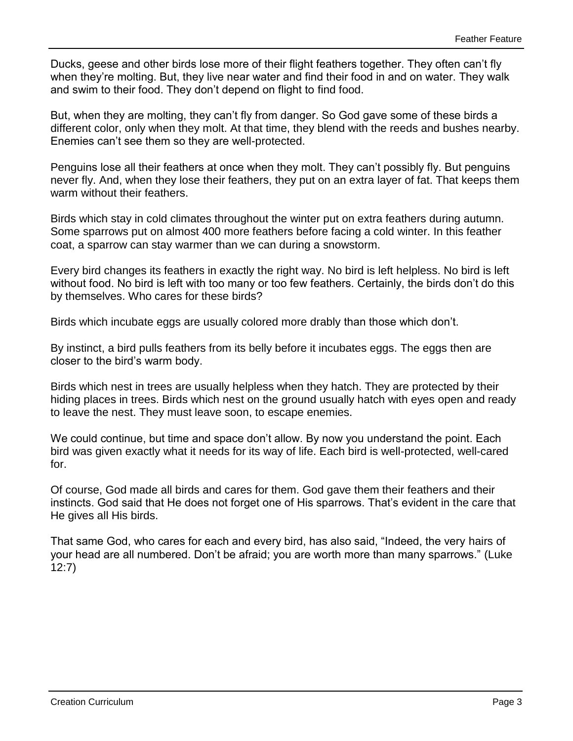Ducks, geese and other birds lose more of their flight feathers together. They often can't fly when they're molting. But, they live near water and find their food in and on water. They walk and swim to their food. They don't depend on flight to find food.

But, when they are molting, they can't fly from danger. So God gave some of these birds a different color, only when they molt. At that time, they blend with the reeds and bushes nearby. Enemies can't see them so they are well-protected.

Penguins lose all their feathers at once when they molt. They can't possibly fly. But penguins never fly. And, when they lose their feathers, they put on an extra layer of fat. That keeps them warm without their feathers.

Birds which stay in cold climates throughout the winter put on extra feathers during autumn. Some sparrows put on almost 400 more feathers before facing a cold winter. In this feather coat, a sparrow can stay warmer than we can during a snowstorm.

Every bird changes its feathers in exactly the right way. No bird is left helpless. No bird is left without food. No bird is left with too many or too few feathers. Certainly, the birds don't do this by themselves. Who cares for these birds?

Birds which incubate eggs are usually colored more drably than those which don't.

By instinct, a bird pulls feathers from its belly before it incubates eggs. The eggs then are closer to the bird's warm body.

Birds which nest in trees are usually helpless when they hatch. They are protected by their hiding places in trees. Birds which nest on the ground usually hatch with eyes open and ready to leave the nest. They must leave soon, to escape enemies.

We could continue, but time and space don't allow. By now you understand the point. Each bird was given exactly what it needs for its way of life. Each bird is well-protected, well-cared for.

Of course, God made all birds and cares for them. God gave them their feathers and their instincts. God said that He does not forget one of His sparrows. That's evident in the care that He gives all His birds.

That same God, who cares for each and every bird, has also said, "Indeed, the very hairs of your head are all numbered. Don't be afraid; you are worth more than many sparrows." (Luke 12:7)